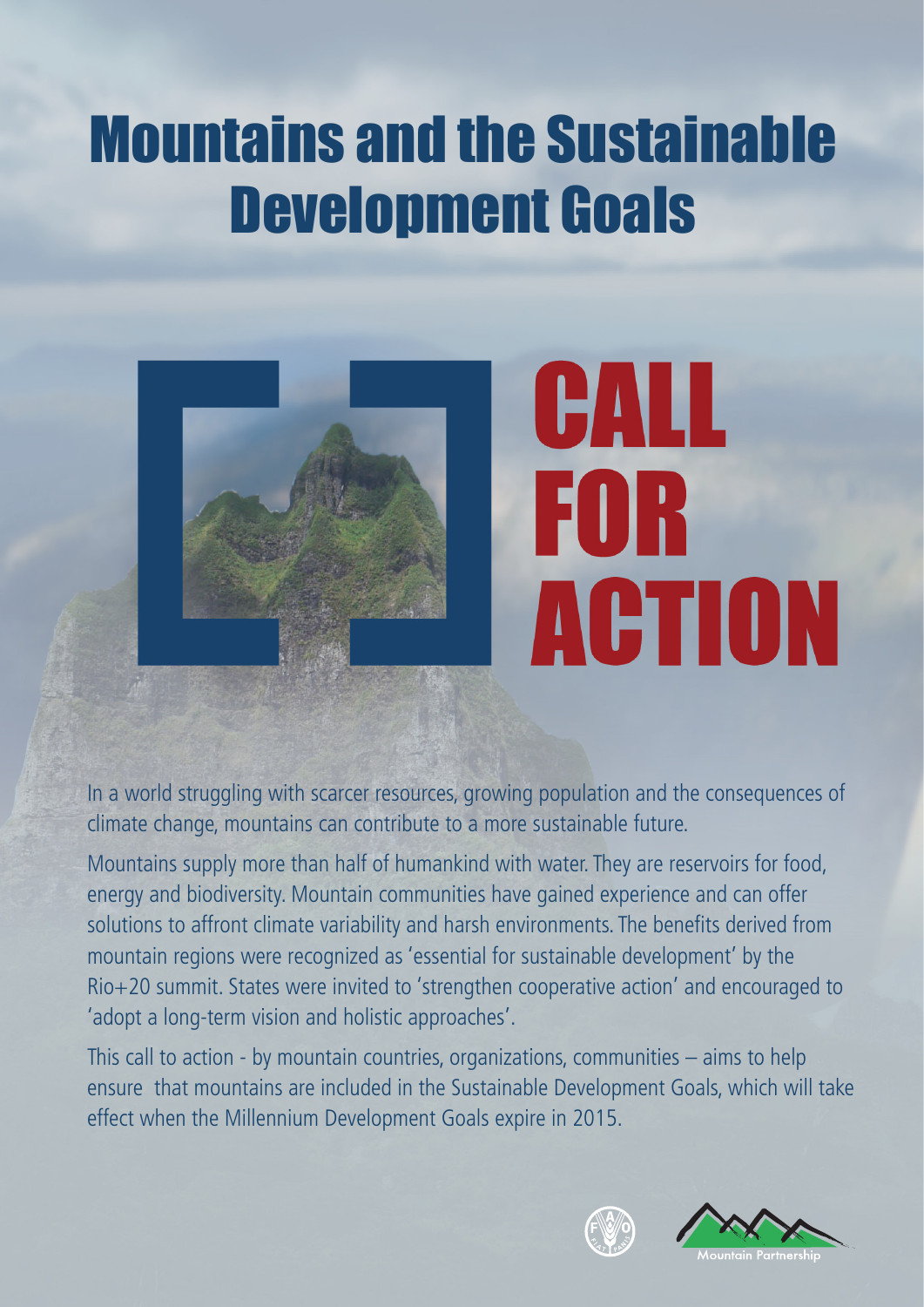# Mountains and the Sustainable Development Goals

## CALL FOR ACTION

In a world struggling with scarcer resources, growing population and the consequences of climate change, mountains can contribute to a more sustainable future.

Mountains supply more than half of humankind with water. They are reservoirs for food, energy and biodiversity. Mountain communities have gained experience and can offer solutions to affront climate variability and harsh environments. The benefits derived from mountain regions were recognized as 'essential for sustainable development' by the Rio+20 summit. States were invited to 'strengthen cooperative action' and encouraged to 'adopt a long-term vision and holistic approaches'.

This call to action - by mountain countries, organizations, communities – aims to help ensure that mountains are included in the Sustainable Development Goals, which will take effect when the Millennium Development Goals expire in 2015.

Mountain Partnership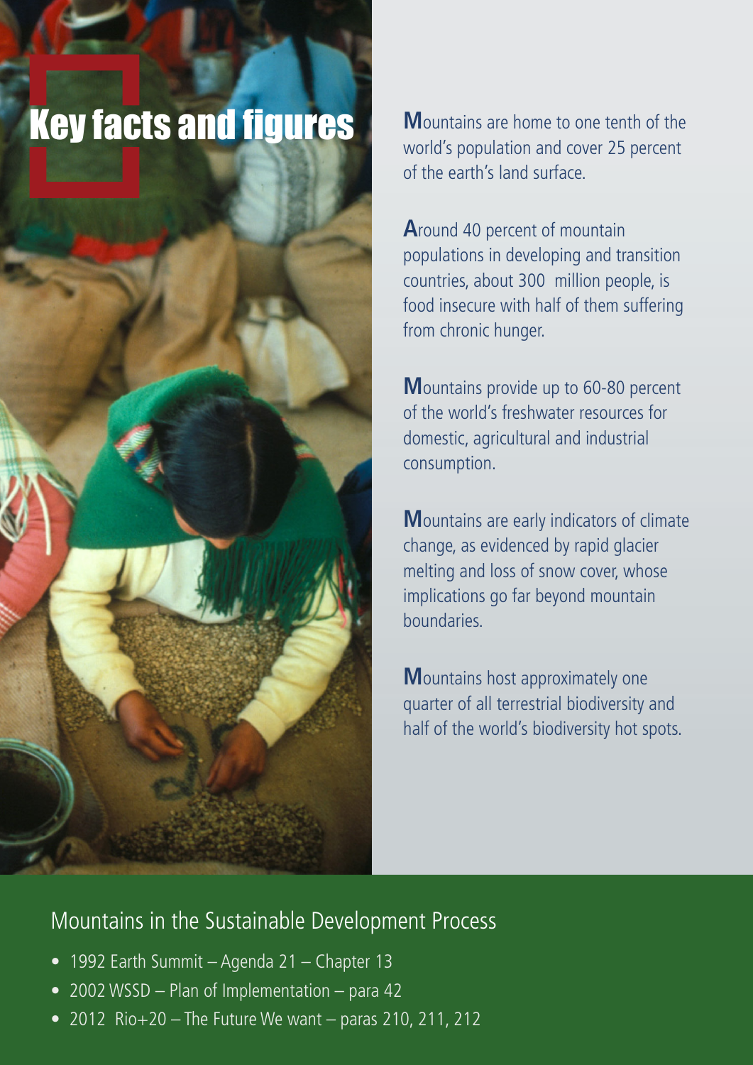# Key facts and figures

Mountains are home to one tenth of the world's population and cover 25 percent of the earth's land surface.

Around 40 percent of mountain populations in developing and transition countries, about 300 million people, is food insecure with half of them suffering from chronic hunger.

Mountains provide up to 60-80 percent of the world's freshwater resources for domestic, agricultural and industrial consumption.

Mountains are early indicators of climate change, as evidenced by rapid glacier melting and loss of snow cover, whose implications go far beyond mountain boundaries.

Mountains host approximately one quarter of all terrestrial biodiversity and half of the world's biodiversity hot spots.

## Mountains in the Sustainable Development Process

- 1992 Earth Summit – Agenda 21 – Chapter 13
- 2002 WSSD – Plan of Implementation – para 42
- 2012 Rio+20 – The Future We want – paras 210, 211, 212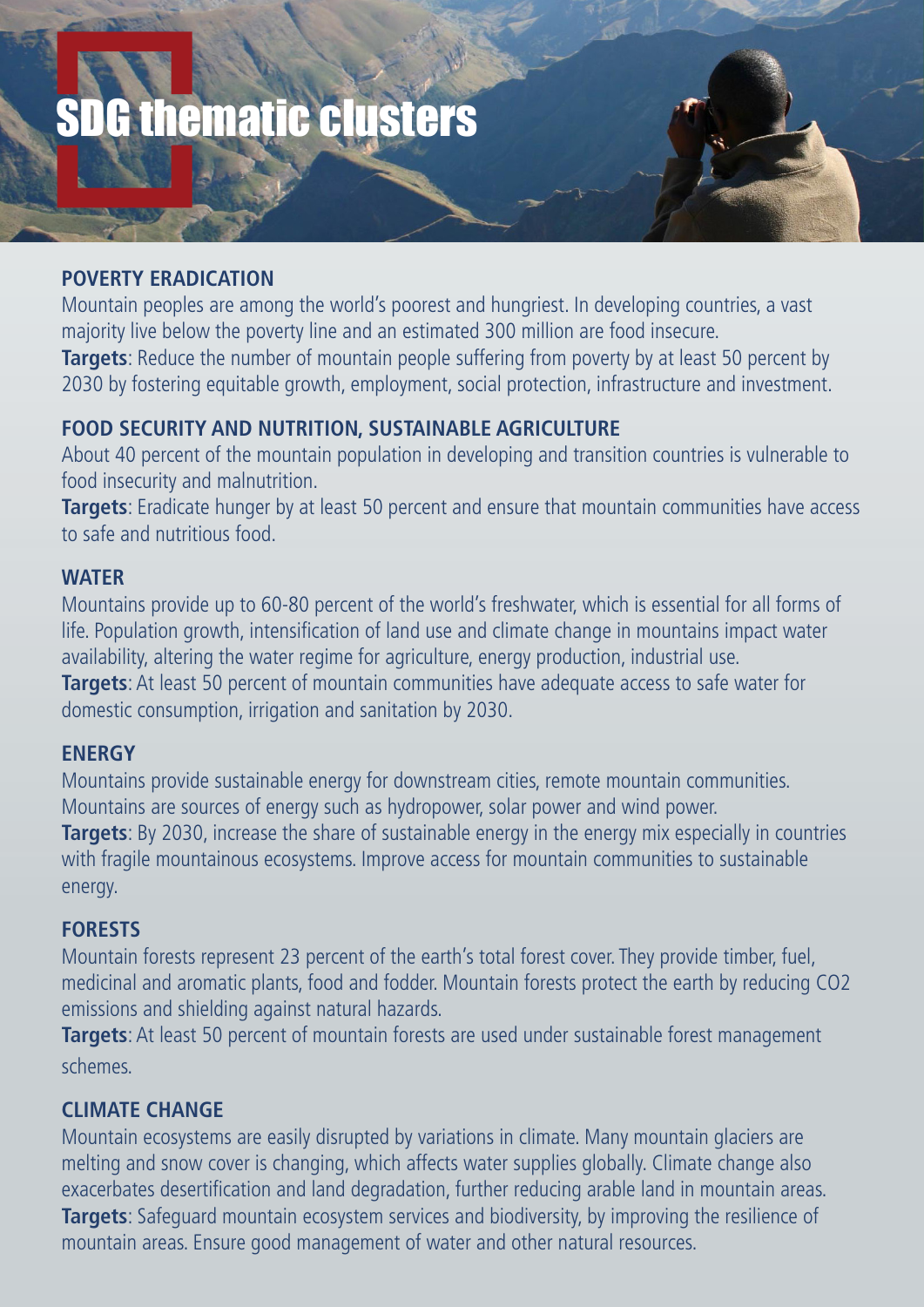# SDG thematic clusters

## POVERTY ERADICATION

Mountain peoples are among the world's poorest and hungriest. In developing countries, a vast majority live below the poverty line and an estimated 300 million are food insecure.

**Targets**: Reduce the number of mountain people suffering from poverty by at least 50 percent by 2030 by fostering equitable growth, employment, social protection, infrastructure and investment.

## FOOD SECURITY AND NUTRITION, SUSTAINABLE AGRICULTURE

About 40 percent of the mountain population in developing and transition countries is vulnerable to food insecurity and malnutrition.

**Targets**: Eradicate hunger by at least 50 percent and ensure that mountain communities have access to safe and nutritious food.

## WATER

Mountains provide up to 60-80 percent of the world's freshwater, which is essential for all forms of life. Population growth, intensification of land use and climate change in mountains impact water availability, altering the water regime for agriculture, energy production, industrial use.

**Targets**: At least 50 percent of mountain communities have adequate access to safe water for domestic consumption, irrigation and sanitation by 2030.

## ENERGY

Mountains provide sustainable energy for downstream cities, remote mountain communities. Mountains are sources of energy such as hydropower, solar power and wind power.

**Targets**: By 2030, increase the share of sustainable energy in the energy mix especially in countries with fragile mountainous ecosystems. Improve access for mountain communities to sustainable energy.

## FORESTS

Mountain forests represent 23 percent of the earth's total forest cover. They provide timber, fuel, medicinal and aromatic plants, food and fodder. Mountain forests protect the earth by reducing $CO_2$ emissions and shielding against natural hazards.

**Targets**: At least 50 percent of mountain forests are used under sustainable forest management schemes.

## CLIMATE CHANGE

Mountain ecosystems are easily disrupted by variations in climate. Many mountain glaciers are melting and snow cover is changing, which affects water supplies globally. Climate change also exacerbates desertification and land degradation, further reducing arable land in mountain areas.

**Targets**: Safeguard mountain ecosystem services and biodiversity, by improving the resilience of mountain areas. Ensure good management of water and other natural resources.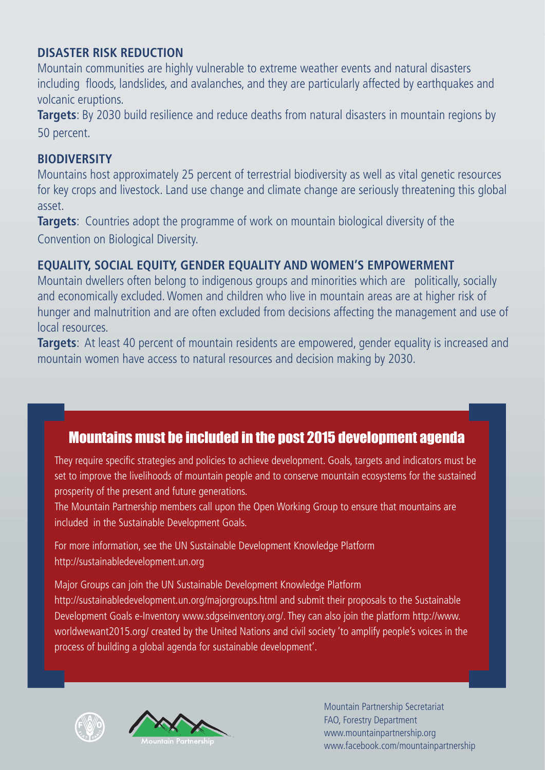## DISASTER RISK REDUCTION

Mountain communities are highly vulnerable to extreme weather events and natural disasters including floods, landslides, and avalanches, and they are particularly affected by earthquakes and volcanic eruptions.

**Targets**: By 2030 build resilience and reduce deaths from natural disasters in mountain regions by 50 percent.

## BIODIVERSITY

Mountains host approximately 25 percent of terrestrial biodiversity as well as vital genetic resources for key crops and livestock. Land use change and climate change are seriously threatening this global asset.

**Targets**: Countries adopt the programme of work on mountain biological diversity of the Convention on Biological Diversity.

## EQUALITY, SOCIAL EQUITY, GENDER EQUALITY AND WOMEN'S EMPOWERMENT

Mountain dwellers often belong to indigenous groups and minorities which are politically, socially and economically excluded. Women and children who live in mountain areas are at higher risk of hunger and malnutrition and are often excluded from decisions affecting the management and use of local resources.

**Targets**: At least 40 percent of mountain residents are empowered, gender equality is increased and mountain women have access to natural resources and decision making by 2030.

## Mountains must be included in the post 2015 development agenda

They require specific strategies and policies to achieve development. Goals, targets and indicators must be set to improve the livelihoods of mountain people and to conserve mountain ecosystems for the sustained prosperity of the present and future generations.

The Mountain Partnership members call upon the Open Working Group to ensure that mountains are included in the Sustainable Development Goals.

For more information, see the UN Sustainable Development Knowledge Platform http://sustainabledevelopment.un.org

Major Groups can join the UN Sustainable Development Knowledge Platform http://sustainabledevelopment.un.org/majorgroups.html and submit their proposals to the Sustainable Development Goals e-Inventory www.sdgseinventory.org/. They can also join the platform http://www.worldwewant2015.org/ created by the United Nations and civil society 'to amplify people's voices in the process of building a global agenda for sustainable development'.

Mountain Partnership

Mountain Partnership Secretariat
FAO, Forestry Department
www.mountainpartnership.org
www.facebook.com/mountainpartnership